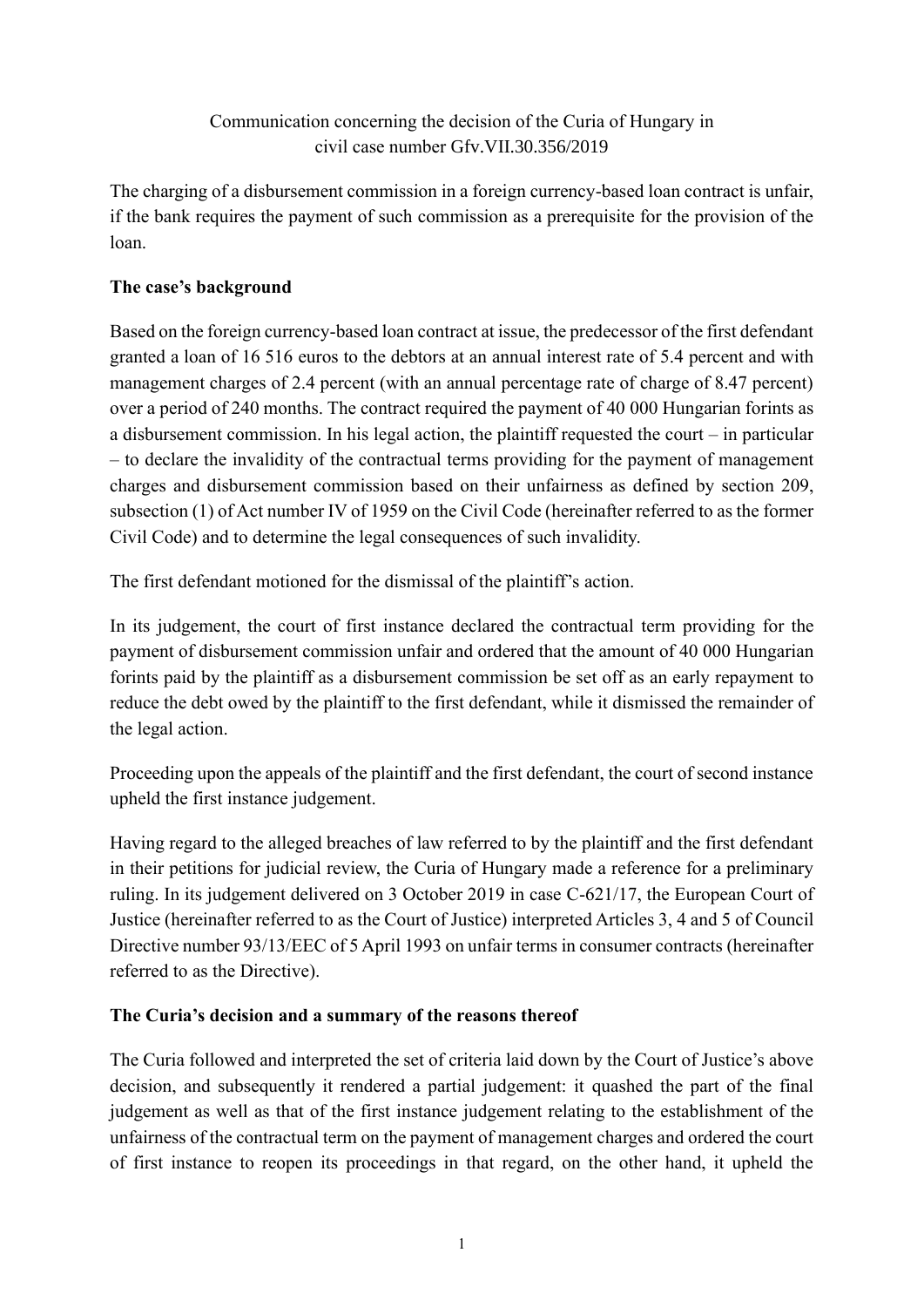Communication concerning the decision of the Curia of Hungary in civil case number Gfv.VII.30.356/2019

The charging of a disbursement commission in a foreign currency-based loan contract is unfair, if the bank requires the payment of such commission as a prerequisite for the provision of the loan.

## The case's background

Based on the foreign currency-based loan contract at issue, the predecessor of the first defendant granted a loan of 16 516 euros to the debtors at an annual interest rate of 5.4 percent and with management charges of 2.4 percent (with an annual percentage rate of charge of 8.47 percent) over a period of 240 months. The contract required the payment of 40 000 Hungarian forints as a disbursement commission. In his legal action, the plaintiff requested the court – in particular – to declare the invalidity of the contractual terms providing for the payment of management charges and disbursement commission based on their unfairness as defined by section 209, subsection (1) of Act number IV of 1959 on the Civil Code (hereinafter referred to as the former Civil Code) and to determine the legal consequences of such invalidity.

The first defendant motioned for the dismissal of the plaintiff's action.

In its judgement, the court of first instance declared the contractual term providing for the payment of disbursement commission unfair and ordered that the amount of 40 000 Hungarian forints paid by the plaintiff as a disbursement commission be set off as an early repayment to reduce the debt owed by the plaintiff to the first defendant, while it dismissed the remainder of the legal action.

Proceeding upon the appeals of the plaintiff and the first defendant, the court of second instance upheld the first instance judgement.

Having regard to the alleged breaches of law referred to by the plaintiff and the first defendant in their petitions for judicial review, the Curia of Hungary made a reference for a preliminary ruling. In its judgement delivered on 3 October 2019 in case C-621/17, the European Court of Justice (hereinafter referred to as the Court of Justice) interpreted Articles 3, 4 and 5 of Council Directive number 93/13/EEC of 5 April 1993 on unfair terms in consumer contracts (hereinafter referred to as the Directive).

## The Curia's decision and a summary of the reasons thereof

The Curia followed and interpreted the set of criteria laid down by the Court of Justice's above decision, and subsequently it rendered a partial judgement: it quashed the part of the final judgement as well as that of the first instance judgement relating to the establishment of the unfairness of the contractual term on the payment of management charges and ordered the court of first instance to reopen its proceedings in that regard, on the other hand, it upheld the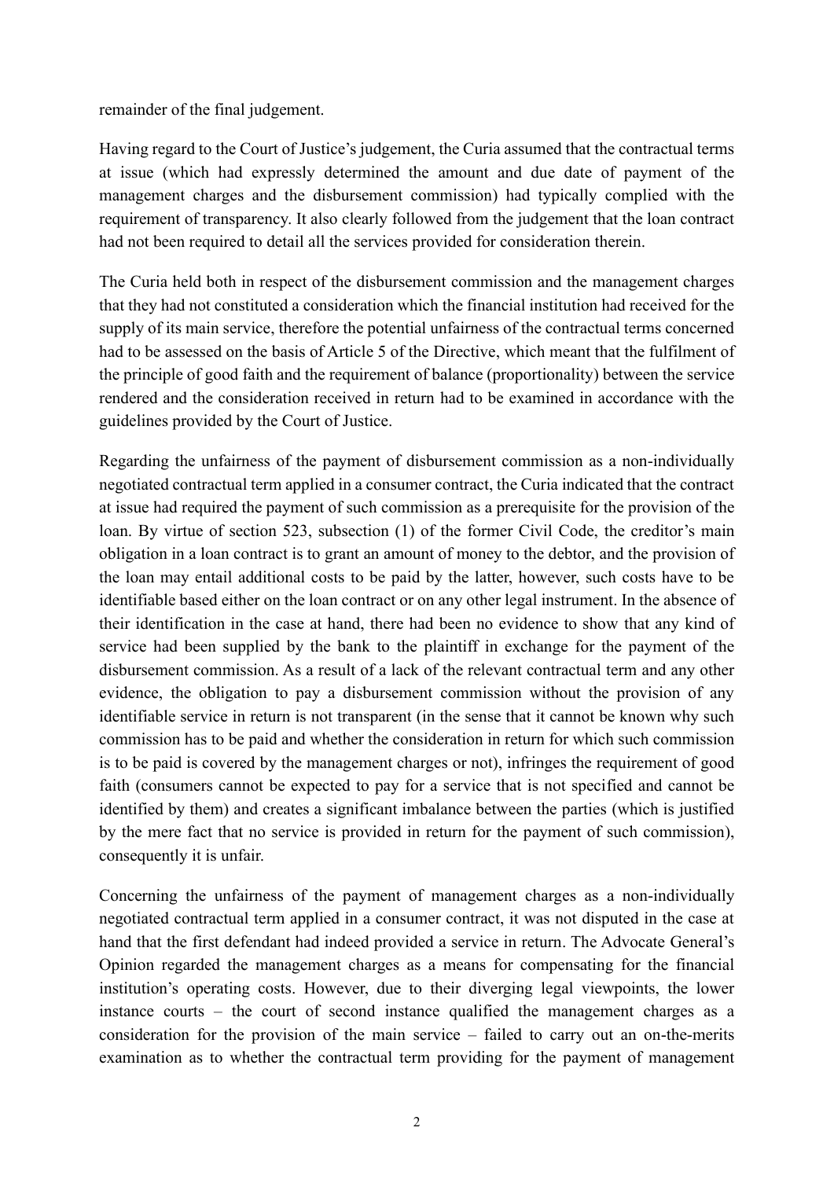remainder of the final judgement.

Having regard to the Court of Justice's judgement, the Curia assumed that the contractual terms at issue (which had expressly determined the amount and due date of payment of the management charges and the disbursement commission) had typically complied with the requirement of transparency. It also clearly followed from the judgement that the loan contract had not been required to detail all the services provided for consideration therein.

The Curia held both in respect of the disbursement commission and the management charges that they had not constituted a consideration which the financial institution had received for the supply of its main service, therefore the potential unfairness of the contractual terms concerned had to be assessed on the basis of Article 5 of the Directive, which meant that the fulfilment of the principle of good faith and the requirement of balance (proportionality) between the service rendered and the consideration received in return had to be examined in accordance with the guidelines provided by the Court of Justice.

Regarding the unfairness of the payment of disbursement commission as a non-individually negotiated contractual term applied in a consumer contract, the Curia indicated that the contract at issue had required the payment of such commission as a prerequisite for the provision of the loan. By virtue of section 523, subsection (1) of the former Civil Code, the creditor's main obligation in a loan contract is to grant an amount of money to the debtor, and the provision of the loan may entail additional costs to be paid by the latter, however, such costs have to be identifiable based either on the loan contract or on any other legal instrument. In the absence of their identification in the case at hand, there had been no evidence to show that any kind of service had been supplied by the bank to the plaintiff in exchange for the payment of the disbursement commission. As a result of a lack of the relevant contractual term and any other evidence, the obligation to pay a disbursement commission without the provision of any identifiable service in return is not transparent (in the sense that it cannot be known why such commission has to be paid and whether the consideration in return for which such commission is to be paid is covered by the management charges or not), infringes the requirement of good faith (consumers cannot be expected to pay for a service that is not specified and cannot be identified by them) and creates a significant imbalance between the parties (which is justified by the mere fact that no service is provided in return for the payment of such commission), consequently it is unfair.

Concerning the unfairness of the payment of management charges as a non-individually negotiated contractual term applied in a consumer contract, it was not disputed in the case at hand that the first defendant had indeed provided a service in return. The Advocate General's Opinion regarded the management charges as a means for compensating for the financial institution's operating costs. However, due to their diverging legal viewpoints, the lower instance courts – the court of second instance qualified the management charges as a consideration for the provision of the main service – failed to carry out an on-the-merits examination as to whether the contractual term providing for the payment of management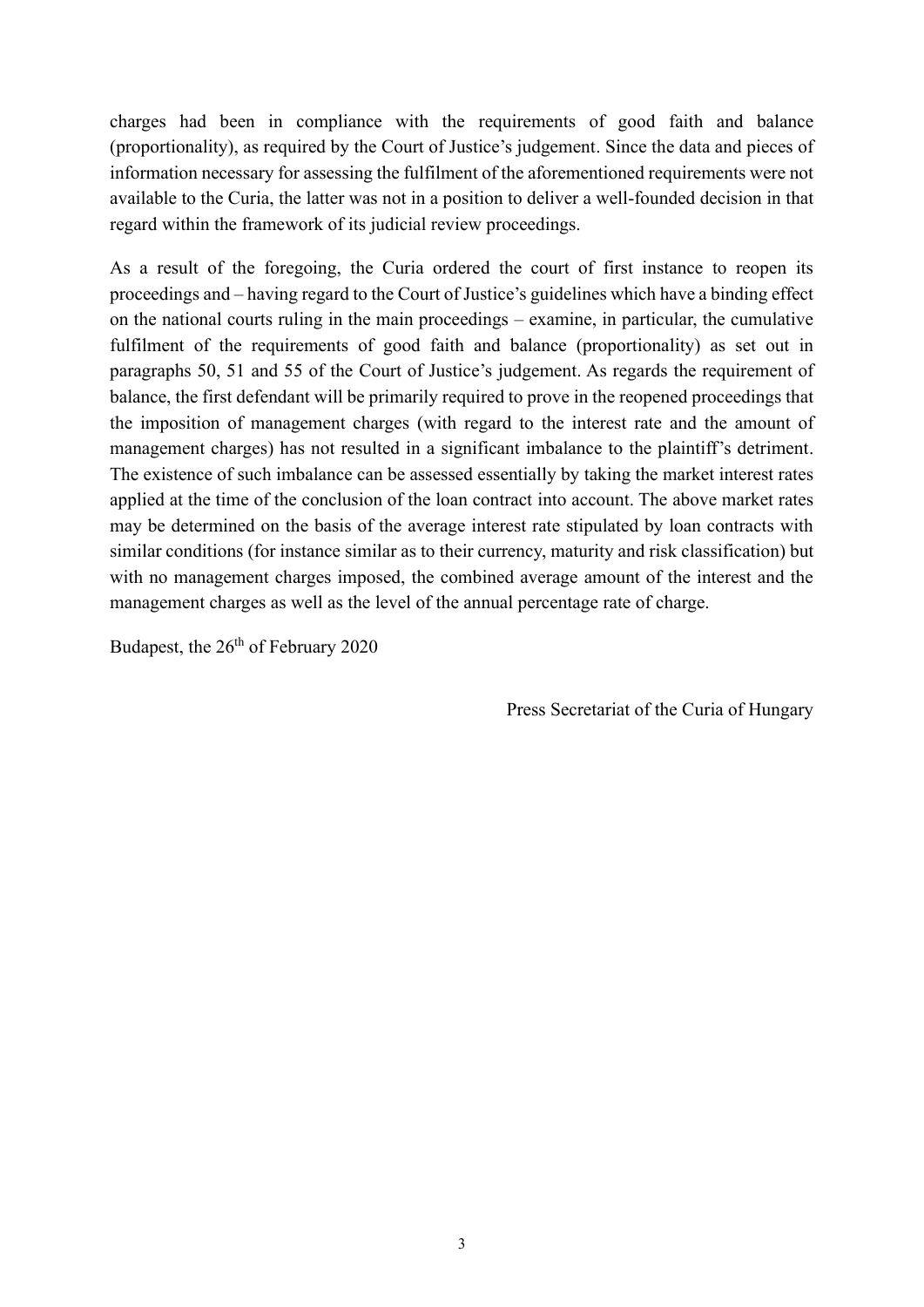charges had been in compliance with the requirements of good faith and balance (proportionality), as required by the Court of Justice's judgement. Since the data and pieces of information necessary for assessing the fulfilment of the aforementioned requirements were not available to the Curia, the latter was not in a position to deliver a well-founded decision in that regard within the framework of its judicial review proceedings.

As a result of the foregoing, the Curia ordered the court of first instance to reopen its proceedings and – having regard to the Court of Justice's guidelines which have a binding effect on the national courts ruling in the main proceedings – examine, in particular, the cumulative fulfilment of the requirements of good faith and balance (proportionality) as set out in paragraphs 50, 51 and 55 of the Court of Justice's judgement. As regards the requirement of balance, the first defendant will be primarily required to prove in the reopened proceedings that the imposition of management charges (with regard to the interest rate and the amount of management charges) has not resulted in a significant imbalance to the plaintiff's detriment. The existence of such imbalance can be assessed essentially by taking the market interest rates applied at the time of the conclusion of the loan contract into account. The above market rates may be determined on the basis of the average interest rate stipulated by loan contracts with similar conditions (for instance similar as to their currency, maturity and risk classification) but with no management charges imposed, the combined average amount of the interest and the management charges as well as the level of the annual percentage rate of charge.

Budapest, the 26th of February 2020

Press Secretariat of the Curia of Hungary